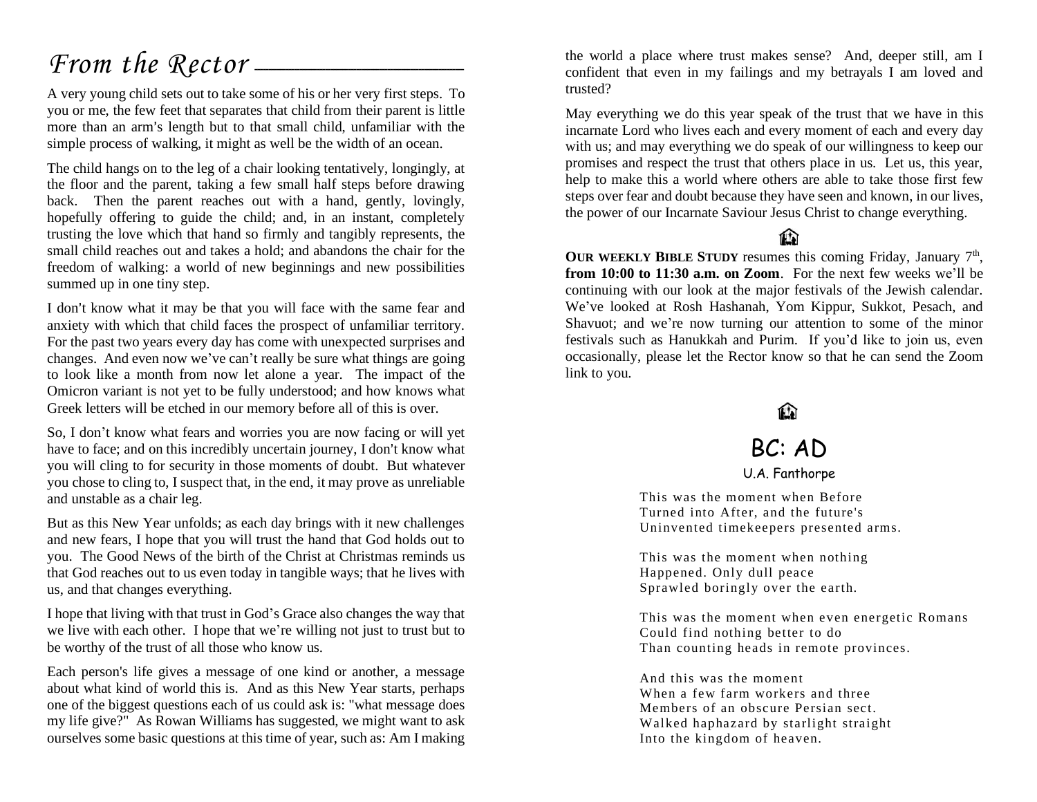# *From the Rector*

A very young child sets out to take some of his or her very first steps. To you or me, the few feet that separates that child from their parent is little more than an arm's length but to that small child, unfamiliar with the simple process of walking, it might as well be the width of an ocean.

The child hangs on to the leg of a chair looking tentatively, longingly, at the floor and the parent, taking a few small half steps before drawing back. Then the parent reaches out with a hand, gently, lovingly, hopefully offering to guide the child; and, in an instant, completely trusting the love which that hand so firmly and tangibly represents, the small child reaches out and takes a hold; and abandons the chair for the freedom of walking: a world of new beginnings and new possibilities summed up in one tiny step.

I don't know what it may be that you will face with the same fear and anxiety with which that child faces the prospect of unfamiliar territory. For the past two years every day has come with unexpected surprises and changes. And even now we've can't really be sure what things are going to look like a month from now let alone a year. The impact of the Omicron variant is not yet to be fully understood; and how knows what Greek letters will be etched in our memory before all of this is over.

So, I don't know what fears and worries you are now facing or will yet have to face; and on this incredibly uncertain journey, I don't know what you will cling to for security in those moments of doubt. But whatever you chose to cling to, I suspect that, in the end, it may prove as unreliable and unstable as a chair leg.

But as this New Year unfolds; as each day brings with it new challenges and new fears, I hope that you will trust the hand that God holds out to you. The Good News of the birth of the Christ at Christmas reminds us that God reaches out to us even today in tangible ways; that he lives with us, and that changes everything.

I hope that living with that trust in God's Grace also changes the way that we live with each other. I hope that we're willing not just to trust but to be worthy of the trust of all those who know us.

Each person's life gives a message of one kind or another, a message about what kind of world this is. And as this New Year starts, perhaps one of the biggest questions each of us could ask is: "what message does my life give?" As Rowan Williams has suggested, we might want to ask ourselves some basic questions at this time of year, such as: Am I making the world a place where trust makes sense? And, deeper still, am I confident that even in my failings and my betrayals I am loved and trusted?

May everything we do this year speak of the trust that we have in this incarnate Lord who lives each and every moment of each and every day with us; and may everything we do speak of our willingness to keep our promises and respect the trust that others place in us. Let us, this year, help to make this a world where others are able to take those first few steps over fear and doubt because they have seen and known, in our lives, the power of our Incarnate Saviour Jesus Christ to change everything.

**OUR WEEKLY BIBLE STUDY** resumes this coming Friday, January 7th, **from 10:00 to 11:30 a.m. on Zoom**. For the next few weeks we'll be continuing with our look at the major festivals of the Jewish calendar. We've looked at Rosh Hashanah, Yom Kippur, Sukkot, Pesach, and Shavuot; and we're now turning our attention to some of the minor festivals such as Hanukkah and Purim. If you'd like to join us, even occasionally, please let the Rector know so that he can send the Zoom link to you.

## BC: AD

U.A. Fanthorpe

This was the moment when Before
Turned into After, and the future's
Uninvented timekeepers presented arms.

This was the moment when nothing
Happened. Only dull peace
Sprawled boringly over the earth.

This was the moment when even energetic Romans
Could find nothing better to do
Than counting heads in remote provinces.

And this was the moment
When a few farm workers and three
Members of an obscure Persian sect.
Walked haphazard by starlight straight
Into the kingdom of heaven.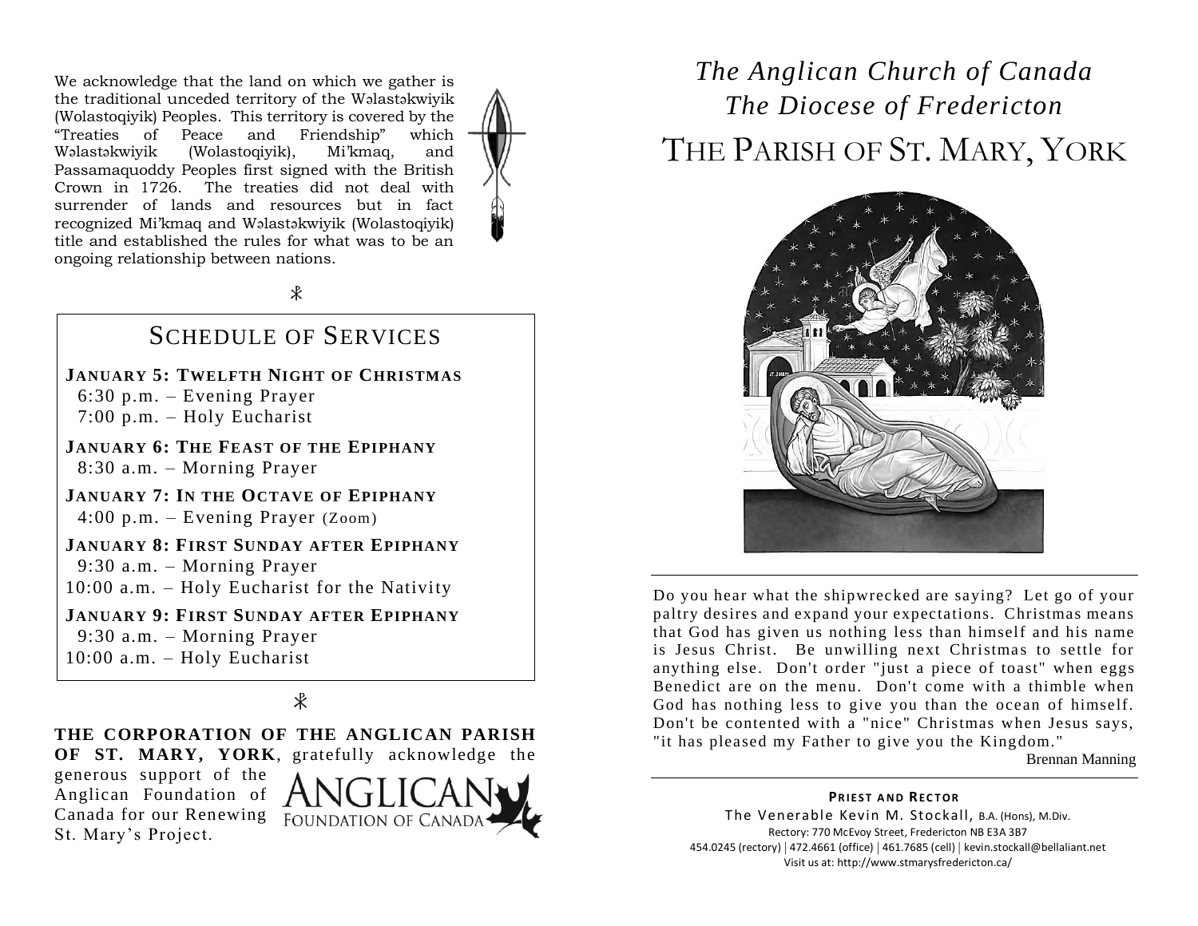We acknowledge that the land on which we gather is the traditional unceded territory of the Wəlastəkwiyik (Wolastoqiyik) Peoples. This territory is covered by the "Treaties of Peace and Friendship" which Wəlastəkwiyik (Wolastoqiyik), Mi'kmaq, and Passamaquoddy Peoples first signed with the British Crown in 1726. The treaties did not deal with surrender of lands and resources but in fact recognized Mi'kmaq and Wəlastəkwiyik (Wolastoqiyik) title and established the rules for what was to be an ongoing relationship between nations.

⁂

## SCHEDULE OF SERVICES

**JANUARY 5: TWELFTH NIGHT OF CHRISTMAS**
6:30 p.m. – Evening Prayer
7:00 p.m. – Holy Eucharist

**JANUARY 6: THE FEAST OF THE EPIPHANY**
8:30 a.m. – Morning Prayer

**JANUARY 7: IN THE OCTAVE OF EPIPHANY**
4:00 p.m. – Evening Prayer (Zoom)

**JANUARY 8: FIRST SUNDAY AFTER EPIPHANY**
9:30 a.m. – Morning Prayer
10:00 a.m. – Holy Eucharist for the Nativity

**JANUARY 9: FIRST SUNDAY AFTER EPIPHANY**
9:30 a.m. – Morning Prayer
10:00 a.m. – Holy Eucharist

⁂

**THE CORPORATION OF THE ANGLICAN PARISH OF ST. MARY, YORK**, gratefully acknowledge the generous support of the Anglican Foundation of Canada for our Renewing St. Mary's Project.

ANGLICAN FOUNDATION OF CANADA

# *The Anglican Church of Canada*
## *The Diocese of Fredericton*
# THE PARISH OF ST. MARY, YORK

Do you hear what the shipwrecked are saying? Let go of your paltry desires and expand your expectations. Christmas means that God has given us nothing less than himself and his name is Jesus Christ. Be unwilling next Christmas to settle for anything else. Don't order "just a piece of toast" when eggs Benedict are on the menu. Don't come with a thimble when God has nothing less to give you than the ocean of himself. Don't be contented with a "nice" Christmas when Jesus says, "it has pleased my Father to give you the Kingdom."

Brennan Manning

**PRIEST AND RECTOR**
The Venerable Kevin M. Stockall, B.A. (Hons), M.Div.
Rectory: 770 McEvoy Street, Fredericton NB E3A 3B7
454.0245 (rectory) | 472.4661 (office) | 461.7685 (cell) | kevin.stockall@bellaliant.net
Visit us at: http://www.stmarysfredericton.ca/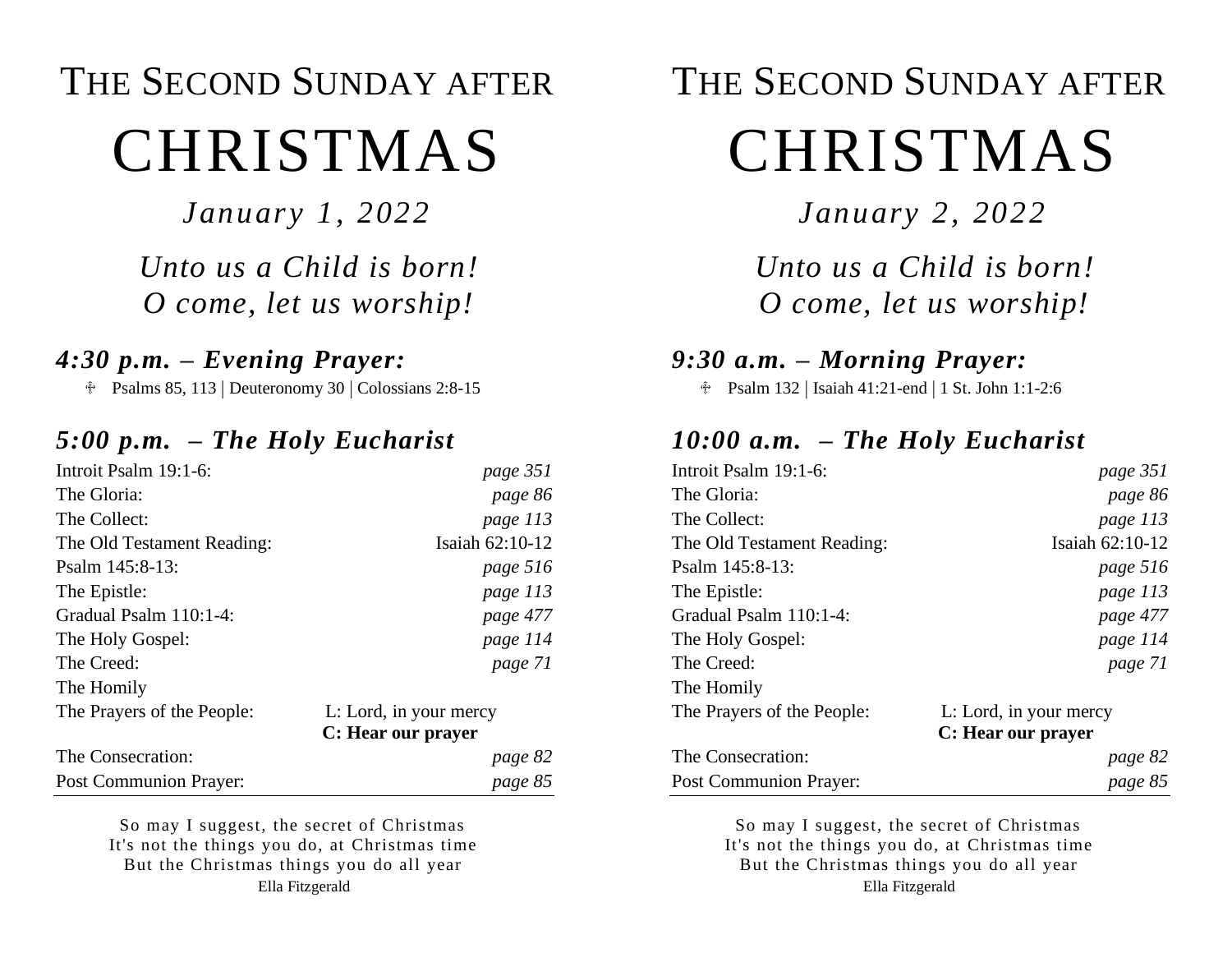# The Second Sunday after CHRISTMAS

*January 1, 2022*

*Unto us a Child is born!*
*O come, let us worship!*

## *4:30 p.m. – Evening Prayer:*

♰ Psalms 85, 113 | Deuteronomy 30 | Colossians 2:8-15

## *5:00 p.m. – The Holy Eucharist*

| | |
|---|---|
| Introit Psalm 19:1-6: | *page 351* |
| The Gloria: | *page 86* |
| The Collect: | *page 113* |
| The Old Testament Reading: | Isaiah 62:10-12 |
| Psalm 145:8-13: | *page 516* |
| The Epistle: | *page 113* |
| Gradual Psalm 110:1-4: | *page 477* |
| The Holy Gospel: | *page 114* |
| The Creed: | *page 71* |
| The Homily | |
| The Prayers of the People: | L: Lord, in your mercy<br>**C: Hear our prayer** |
| The Consecration: | *page 82* |
| Post Communion Prayer: | *page 85* |

So may I suggest, the secret of Christmas
It's not the things you do, at Christmas time
But the Christmas things you do all year
Ella Fitzgerald

# The Second Sunday after CHRISTMAS

*January 2, 2022*

*Unto us a Child is born!*
*O come, let us worship!*

## *9:30 a.m. – Morning Prayer:*

♰ Psalm 132 | Isaiah 41:21-end | 1 St. John 1:1-2:6

## *10:00 a.m. – The Holy Eucharist*

| | |
|---|---|
| Introit Psalm 19:1-6: | *page 351* |
| The Gloria: | *page 86* |
| The Collect: | *page 113* |
| The Old Testament Reading: | Isaiah 62:10-12 |
| Psalm 145:8-13: | *page 516* |
| The Epistle: | *page 113* |
| Gradual Psalm 110:1-4: | *page 477* |
| The Holy Gospel: | *page 114* |
| The Creed: | *page 71* |
| The Homily | |
| The Prayers of the People: | L: Lord, in your mercy<br>**C: Hear our prayer** |
| The Consecration: | *page 82* |
| Post Communion Prayer: | *page 85* |

So may I suggest, the secret of Christmas
It's not the things you do, at Christmas time
But the Christmas things you do all year
Ella Fitzgerald